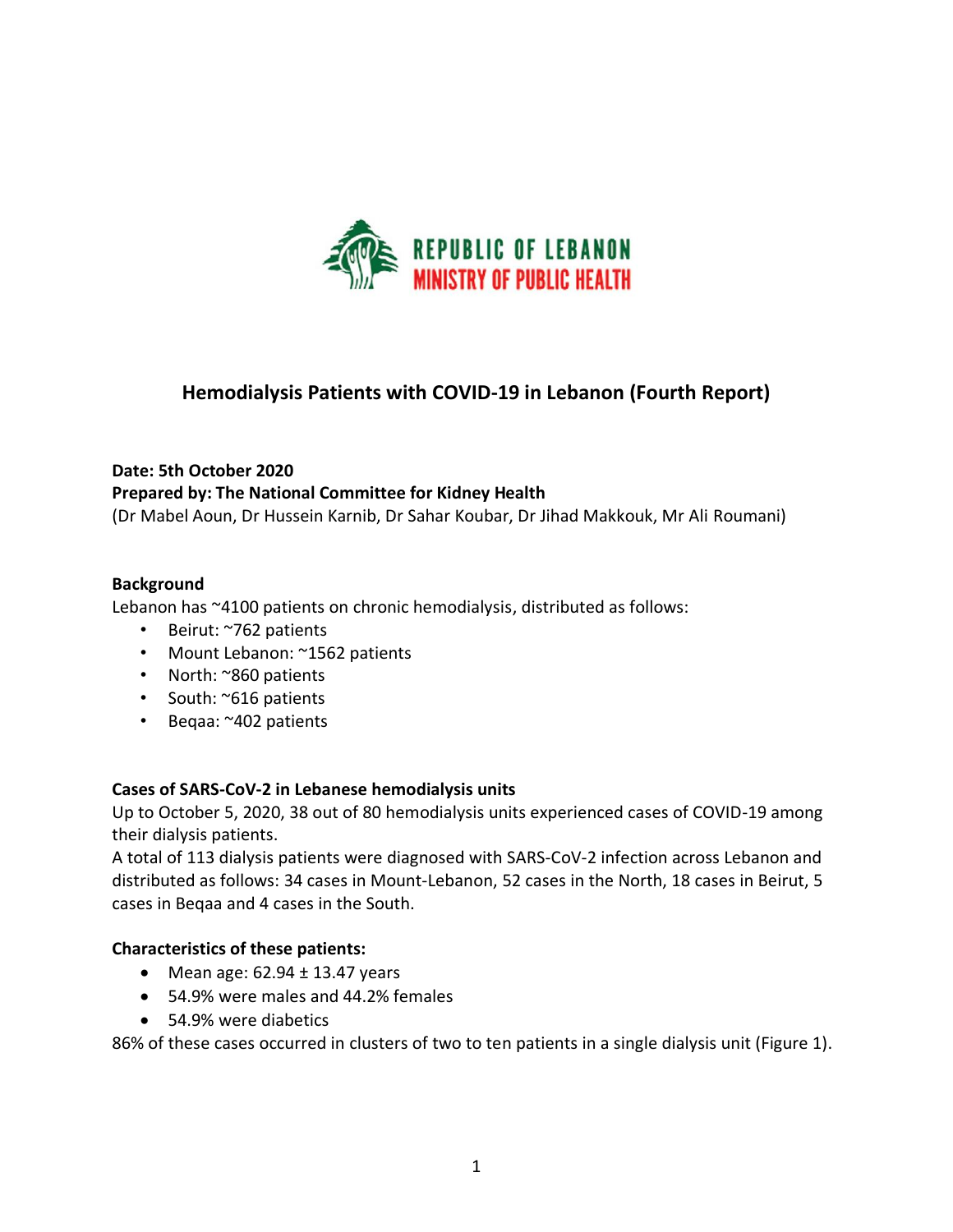REPUBLIC OF LEBANON
MINISTRY OF PUBLIC HEALTH

# Hemodialysis Patients with COVID-19 in Lebanon (Fourth Report)

**Date: 5th October 2020**
**Prepared by: The National Committee for Kidney Health**
(Dr Mabel Aoun, Dr Hussein Karnib, Dr Sahar Koubar, Dr Jihad Makkouk, Mr Ali Roumani)

**Background**
Lebanon has ~4100 patients on chronic hemodialysis, distributed as follows:

- Beirut: ~762 patients
- Mount Lebanon: ~1562 patients
- North: ~860 patients
- South: ~616 patients
- Beqaa: ~402 patients

**Cases of SARS-CoV-2 in Lebanese hemodialysis units**
Up to October 5, 2020, 38 out of 80 hemodialysis units experienced cases of COVID-19 among their dialysis patients.
A total of 113 dialysis patients were diagnosed with SARS-CoV-2 infection across Lebanon and distributed as follows: 34 cases in Mount-Lebanon, 52 cases in the North, 18 cases in Beirut, 5 cases in Beqaa and 4 cases in the South.

**Characteristics of these patients:**

- Mean age: 62.94 ± 13.47 years
- 54.9% were males and 44.2% females
- 54.9% were diabetics

86% of these cases occurred in clusters of two to ten patients in a single dialysis unit (Figure 1).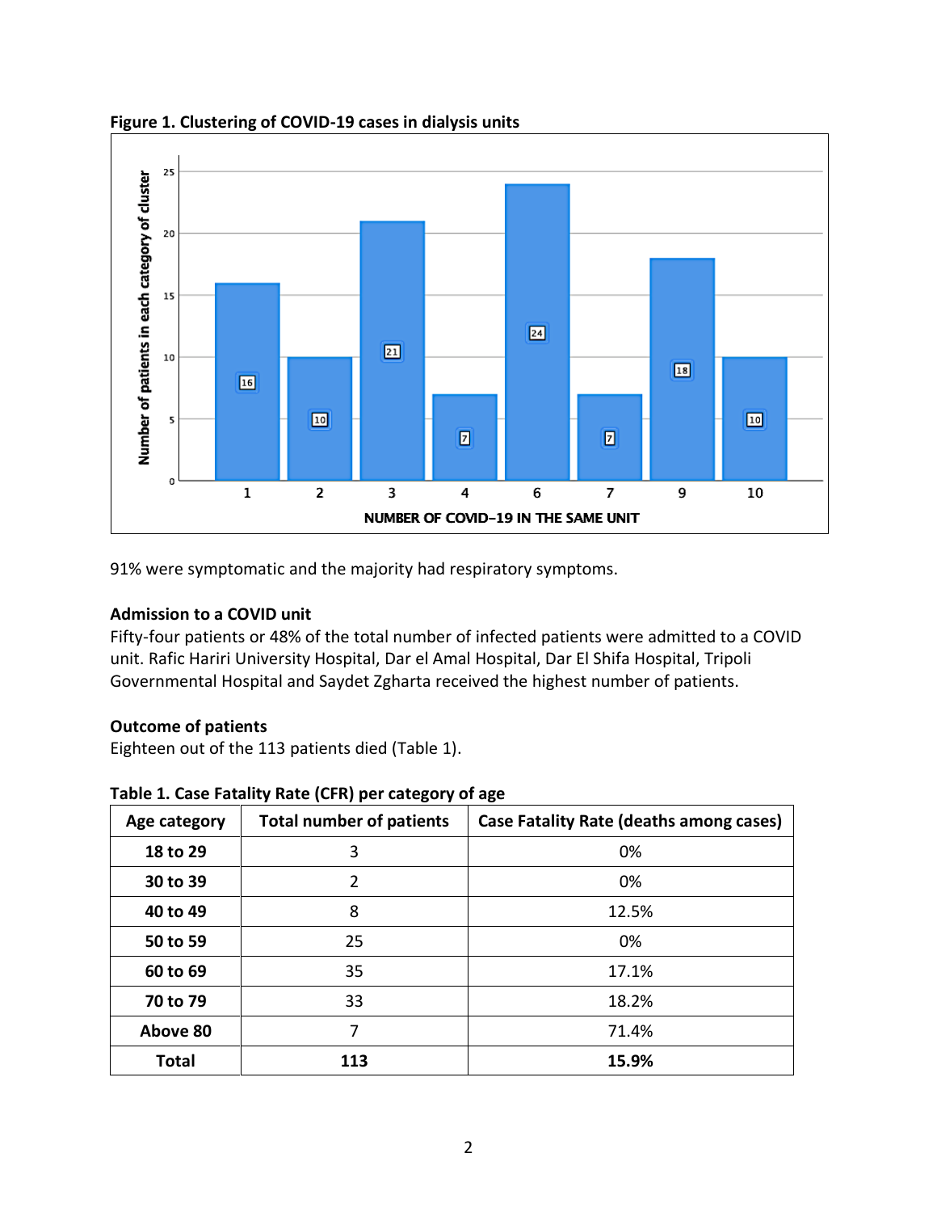**Figure 1. Clustering of COVID-19 cases in dialysis units**

Number of patients in each category of cluster

25
20
15
10
5
0

16
10
21
7
24
7
18
10

1
2
3
4
6
7
9
10

NUMBER OF COVID-19 IN THE SAME UNIT

91% were symptomatic and the majority had respiratory symptoms.

**Admission to a COVID unit**

Fifty-four patients or 48% of the total number of infected patients were admitted to a COVID unit. Rafic Hariri University Hospital, Dar el Amal Hospital, Dar El Shifa Hospital, Tripoli Governmental Hospital and Saydet Zgharta received the highest number of patients.

**Outcome of patients**

Eighteen out of the 113 patients died (Table 1).

**Table 1. Case Fatality Rate (CFR) per category of age**

| Age category | Total number of patients | Case Fatality Rate (deaths among cases) |
|---|---|---|
| **18 to 29** | 3 | 0% |
| **30 to 39** | 2 | 0% |
| **40 to 49** | 8 | 12.5% |
| **50 to 59** | 25 | 0% |
| **60 to 69** | 35 | 17.1% |
| **70 to 79** | 33 | 18.2% |
| **Above 80** | 7 | 71.4% |
| **Total** | **113** | **15.9%** |